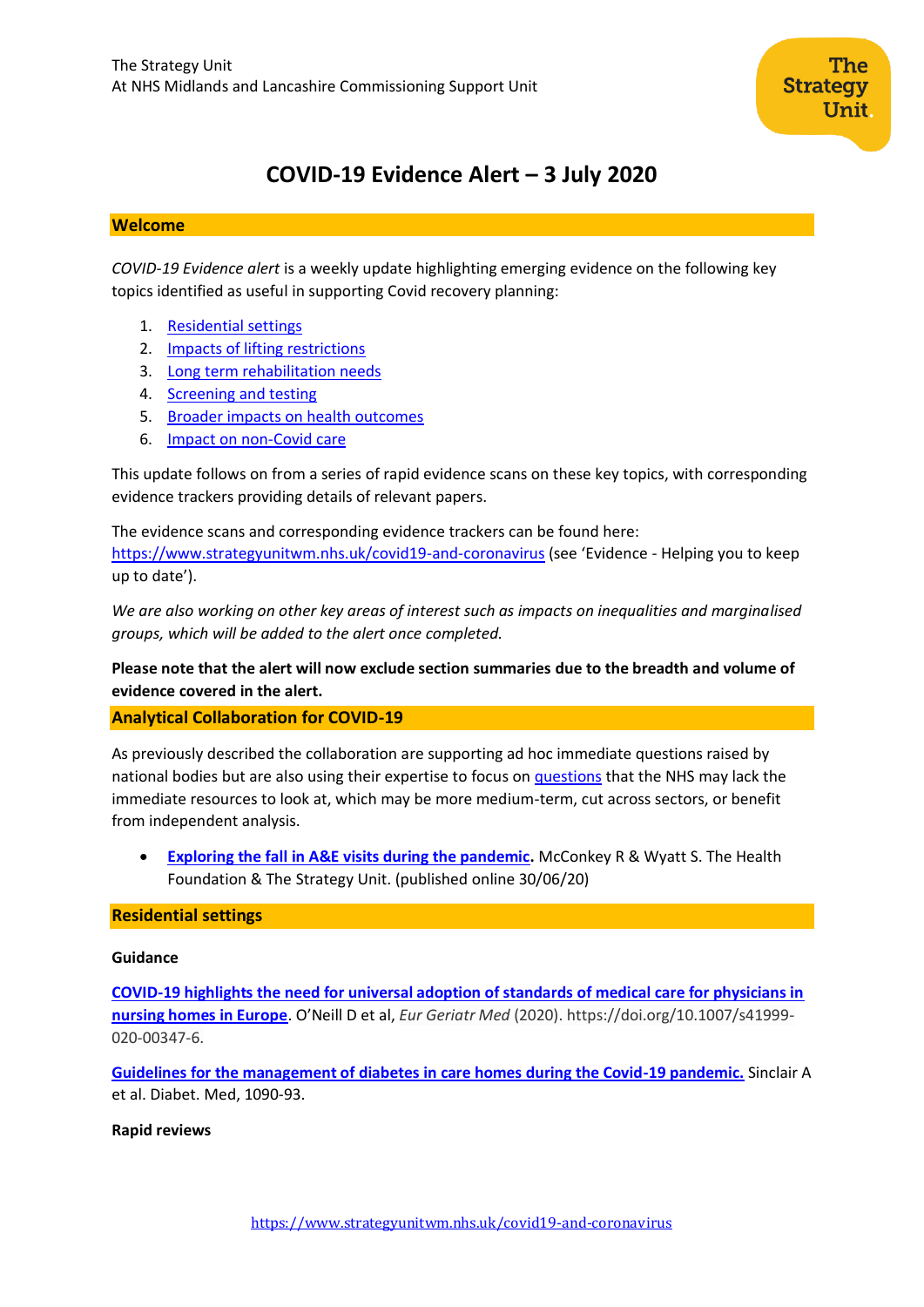The Strategy Unit
At NHS Midlands and Lancashire Commissioning Support Unit

# COVID-19 Evidence Alert – 3 July 2020

## Welcome

*COVID-19 Evidence alert* is a weekly update highlighting emerging evidence on the following key topics identified as useful in supporting Covid recovery planning:

1. Residential settings
2. Impacts of lifting restrictions
3. Long term rehabilitation needs
4. Screening and testing
5. Broader impacts on health outcomes
6. Impact on non-Covid care

This update follows on from a series of rapid evidence scans on these key topics, with corresponding evidence trackers providing details of relevant papers.

The evidence scans and corresponding evidence trackers can be found here: https://www.strategyunitwm.nhs.uk/covid19-and-coronavirus (see 'Evidence - Helping you to keep up to date').

*We are also working on other key areas of interest such as impacts on inequalities and marginalised groups, which will be added to the alert once completed.*

**Please note that the alert will now exclude section summaries due to the breadth and volume of evidence covered in the alert.**

## Analytical Collaboration for COVID-19

As previously described the collaboration are supporting ad hoc immediate questions raised by national bodies but are also using their expertise to focus on questions that the NHS may lack the immediate resources to look at, which may be more medium-term, cut across sectors, or benefit from independent analysis.

- **Exploring the fall in A&E visits during the pandemic.** McConkey R & Wyatt S. The Health Foundation & The Strategy Unit. (published online 30/06/20)

## Residential settings

### Guidance

**COVID-19 highlights the need for universal adoption of standards of medical care for physicians in nursing homes in Europe**. O'Neill D et al, *Eur Geriatr Med* (2020). https://doi.org/10.1007/s41999-020-00347-6.

**Guidelines for the management of diabetes in care homes during the Covid-19 pandemic.** Sinclair A et al. Diabet. Med, 1090-93.

### Rapid reviews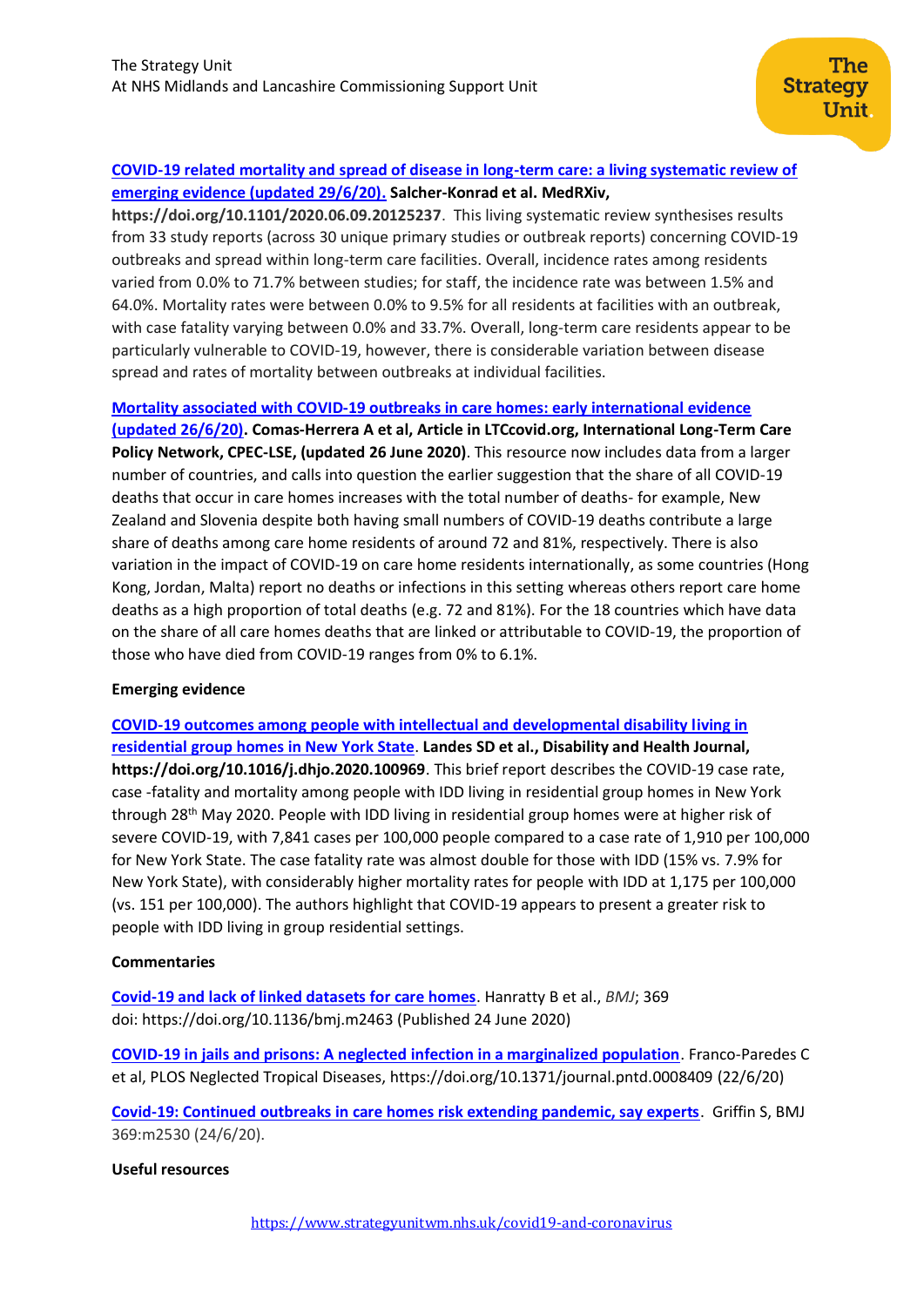**[COVID-19 related mortality and spread of disease in long-term care: a living systematic review of emerging evidence (updated 29/6/20).](#) Salcher-Konrad et al. MedRXiv, https://doi.org/10.1101/2020.06.09.20125237**. This living systematic review synthesises results from 33 study reports (across 30 unique primary studies or outbreak reports) concerning COVID-19 outbreaks and spread within long-term care facilities. Overall, incidence rates among residents varied from 0.0% to 71.7% between studies; for staff, the incidence rate was between 1.5% and 64.0%. Mortality rates were between 0.0% to 9.5% for all residents at facilities with an outbreak, with case fatality varying between 0.0% and 33.7%. Overall, long-term care residents appear to be particularly vulnerable to COVID-19, however, there is considerable variation between disease spread and rates of mortality between outbreaks at individual facilities.

**[Mortality associated with COVID-19 outbreaks in care homes: early international evidence (updated 26/6/20)](#). Comas-Herrera A et al, Article in LTCcovid.org, International Long-Term Care Policy Network, CPEC-LSE, (updated 26 June 2020)**. This resource now includes data from a larger number of countries, and calls into question the earlier suggestion that the share of all COVID-19 deaths that occur in care homes increases with the total number of deaths- for example, New Zealand and Slovenia despite both having small numbers of COVID-19 deaths contribute a large share of deaths among care home residents of around 72 and 81%, respectively. There is also variation in the impact of COVID-19 on care home residents internationally, as some countries (Hong Kong, Jordan, Malta) report no deaths or infections in this setting whereas others report care home deaths as a high proportion of total deaths (e.g. 72 and 81%). For the 18 countries which have data on the share of all care homes deaths that are linked or attributable to COVID-19, the proportion of those who have died from COVID-19 ranges from 0% to 6.1%.

**Emerging evidence**

**[COVID-19 outcomes among people with intellectual and developmental disability living in residential group homes in New York State](#). Landes SD et al., Disability and Health Journal, https://doi.org/10.1016/j.dhjo.2020.100969**. This brief report describes the COVID-19 case rate, case -fatality and mortality among people with IDD living in residential group homes in New York through 28th May 2020. People with IDD living in residential group homes were at higher risk of severe COVID-19, with 7,841 cases per 100,000 people compared to a case rate of 1,910 per 100,000 for New York State. The case fatality rate was almost double for those with IDD (15% vs. 7.9% for New York State), with considerably higher mortality rates for people with IDD at 1,175 per 100,000 (vs. 151 per 100,000). The authors highlight that COVID-19 appears to present a greater risk to people with IDD living in group residential settings.

**Commentaries**

**[Covid-19 and lack of linked datasets for care homes](#)**. Hanratty B et al., *BMJ*; 369 doi: https://doi.org/10.1136/bmj.m2463 (Published 24 June 2020)

**[COVID-19 in jails and prisons: A neglected infection in a marginalized population](#)**. Franco-Paredes C et al, PLOS Neglected Tropical Diseases, https://doi.org/10.1371/journal.pntd.0008409 (22/6/20)

**[Covid-19: Continued outbreaks in care homes risk extending pandemic, say experts](#)**. Griffin S, BMJ 369:m2530 (24/6/20).

**Useful resources**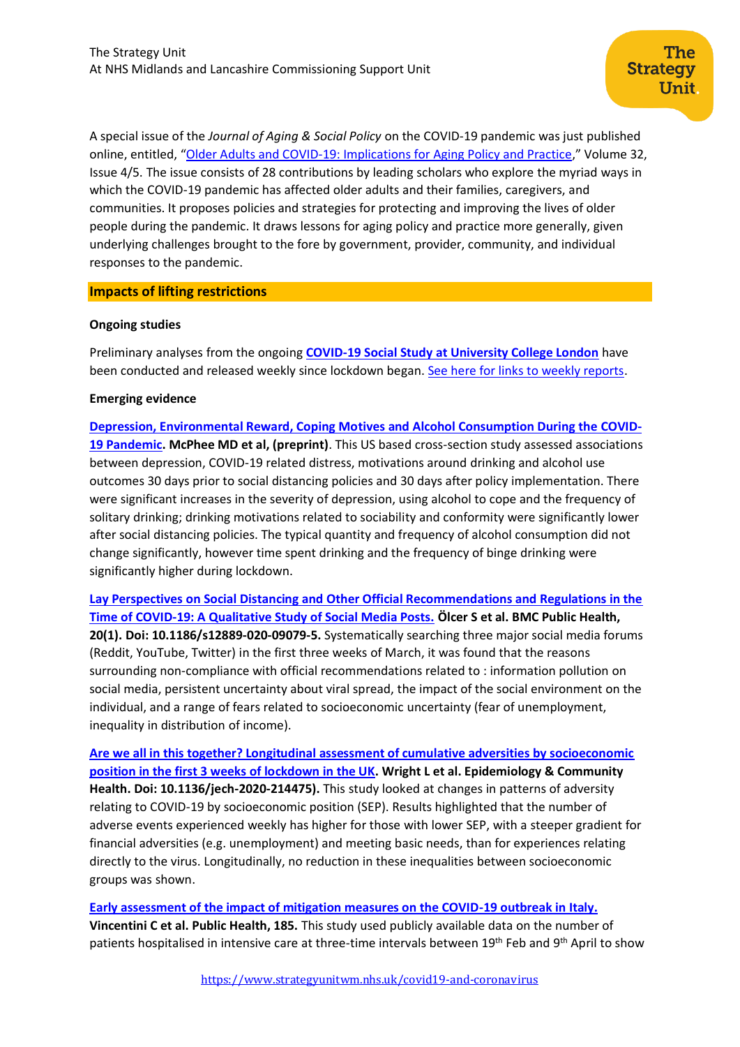A special issue of the *Journal of Aging & Social Policy* on the COVID-19 pandemic was just published online, entitled, "Older Adults and COVID-19: Implications for Aging Policy and Practice," Volume 32, Issue 4/5. The issue consists of 28 contributions by leading scholars who explore the myriad ways in which the COVID-19 pandemic has affected older adults and their families, caregivers, and communities. It proposes policies and strategies for protecting and improving the lives of older people during the pandemic. It draws lessons for aging policy and practice more generally, given underlying challenges brought to the fore by government, provider, community, and individual responses to the pandemic.

## Impacts of lifting restrictions

### Ongoing studies

Preliminary analyses from the ongoing **COVID-19 Social Study at University College London** have been conducted and released weekly since lockdown began. See here for links to weekly reports.

### Emerging evidence

**Depression, Environmental Reward, Coping Motives and Alcohol Consumption During the COVID-19 Pandemic. McPhee MD et al, (preprint)**. This US based cross-section study assessed associations between depression, COVID-19 related distress, motivations around drinking and alcohol use outcomes 30 days prior to social distancing policies and 30 days after policy implementation. There were significant increases in the severity of depression, using alcohol to cope and the frequency of solitary drinking; drinking motivations related to sociability and conformity were significantly lower after social distancing policies. The typical quantity and frequency of alcohol consumption did not change significantly, however time spent drinking and the frequency of binge drinking were significantly higher during lockdown.

**Lay Perspectives on Social Distancing and Other Official Recommendations and Regulations in the Time of COVID-19: A Qualitative Study of Social Media Posts. Ölcer S et al. BMC Public Health, 20(1). Doi: 10.1186/s12889-020-09079-5.** Systematically searching three major social media forums (Reddit, YouTube, Twitter) in the first three weeks of March, it was found that the reasons surrounding non-compliance with official recommendations related to : information pollution on social media, persistent uncertainty about viral spread, the impact of the social environment on the individual, and a range of fears related to socioeconomic uncertainty (fear of unemployment, inequality in distribution of income).

**Are we all in this together? Longitudinal assessment of cumulative adversities by socioeconomic position in the first 3 weeks of lockdown in the UK. Wright L et al. Epidemiology & Community Health. Doi: 10.1136/jech-2020-214475).** This study looked at changes in patterns of adversity relating to COVID-19 by socioeconomic position (SEP). Results highlighted that the number of adverse events experienced weekly has higher for those with lower SEP, with a steeper gradient for financial adversities (e.g. unemployment) and meeting basic needs, than for experiences relating directly to the virus. Longitudinally, no reduction in these inequalities between socioeconomic groups was shown.

**Early assessment of the impact of mitigation measures on the COVID-19 outbreak in Italy. Vincentini C et al. Public Health, 185.** This study used publicly available data on the number of patients hospitalised in intensive care at three-time intervals between 19th Feb and 9th April to show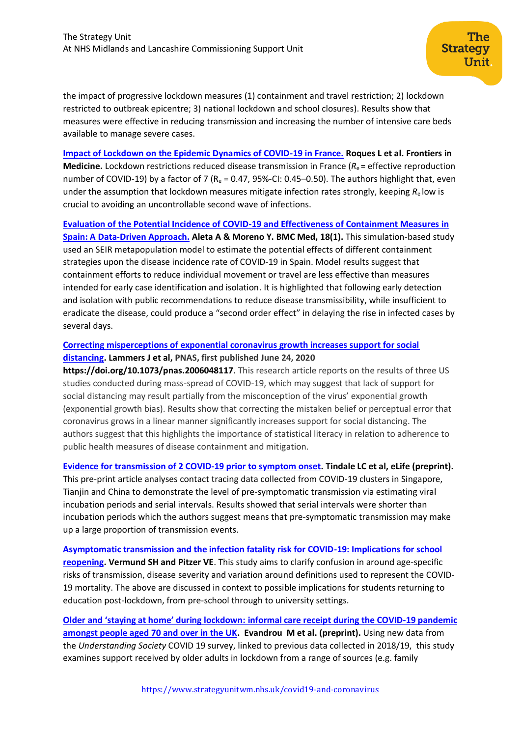the impact of progressive lockdown measures (1) containment and travel restriction; 2) lockdown restricted to outbreak epicentre; 3) national lockdown and school closures). Results show that measures were effective in reducing transmission and increasing the number of intensive care beds available to manage severe cases.

[Impact of Lockdown on the Epidemic Dynamics of COVID-19 in France.] **Roques L et al. Frontiers in Medicine.** Lockdown restrictions reduced disease transmission in France ($R_e$ = effective reproduction number of COVID-19) by a factor of 7 ($R_e$ = 0.47, 95%-CI: 0.45–0.50). The authors highlight that, even under the assumption that lockdown measures mitigate infection rates strongly, keeping $R_e$ low is crucial to avoiding an uncontrollable second wave of infections.

[Evaluation of the Potential Incidence of COVID-19 and Effectiveness of Containment Measures in Spain: A Data-Driven Approach.] **Aleta A & Moreno Y. BMC Med, 18(1).** This simulation-based study used an SEIR metapopulation model to estimate the potential effects of different containment strategies upon the disease incidence rate of COVID-19 in Spain. Model results suggest that containment efforts to reduce individual movement or travel are less effective than measures intended for early case identification and isolation. It is highlighted that following early detection and isolation with public recommendations to reduce disease transmissibility, while insufficient to eradicate the disease, could produce a "second order effect" in delaying the rise in infected cases by several days.

[Correcting misperceptions of exponential coronavirus growth increases support for social distancing]. **Lammers J et al, PNAS, first published June 24, 2020 https://doi.org/10.1073/pnas.2006048117**. This research article reports on the results of three US studies conducted during mass-spread of COVID-19, which may suggest that lack of support for social distancing may result partially from the misconception of the virus' exponential growth (exponential growth bias). Results show that correcting the mistaken belief or perceptual error that coronavirus grows in a linear manner significantly increases support for social distancing. The authors suggest that this highlights the importance of statistical literacy in relation to adherence to public health measures of disease containment and mitigation.

[Evidence for transmission of 2 COVID-19 prior to symptom onset]. **Tindale LC et al, eLife (preprint).** This pre-print article analyses contact tracing data collected from COVID-19 clusters in Singapore, Tianjin and China to demonstrate the level of pre-symptomatic transmission via estimating viral incubation periods and serial intervals. Results showed that serial intervals were shorter than incubation periods which the authors suggest means that pre-symptomatic transmission may make up a large proportion of transmission events.

[Asymptomatic transmission and the infection fatality risk for COVID-19: Implications for school reopening]. **Vermund SH and Pitzer VE**. This study aims to clarify confusion in around age-specific risks of transmission, disease severity and variation around definitions used to represent the COVID-19 mortality. The above are discussed in context to possible implications for students returning to education post-lockdown, from pre-school through to university settings.

[Older and 'staying at home' during lockdown: informal care receipt during the COVID-19 pandemic amongst people aged 70 and over in the UK]. **Evandrou M et al. (preprint).** Using new data from the *Understanding Society* COVID 19 survey, linked to previous data collected in 2018/19, this study examines support received by older adults in lockdown from a range of sources (e.g. family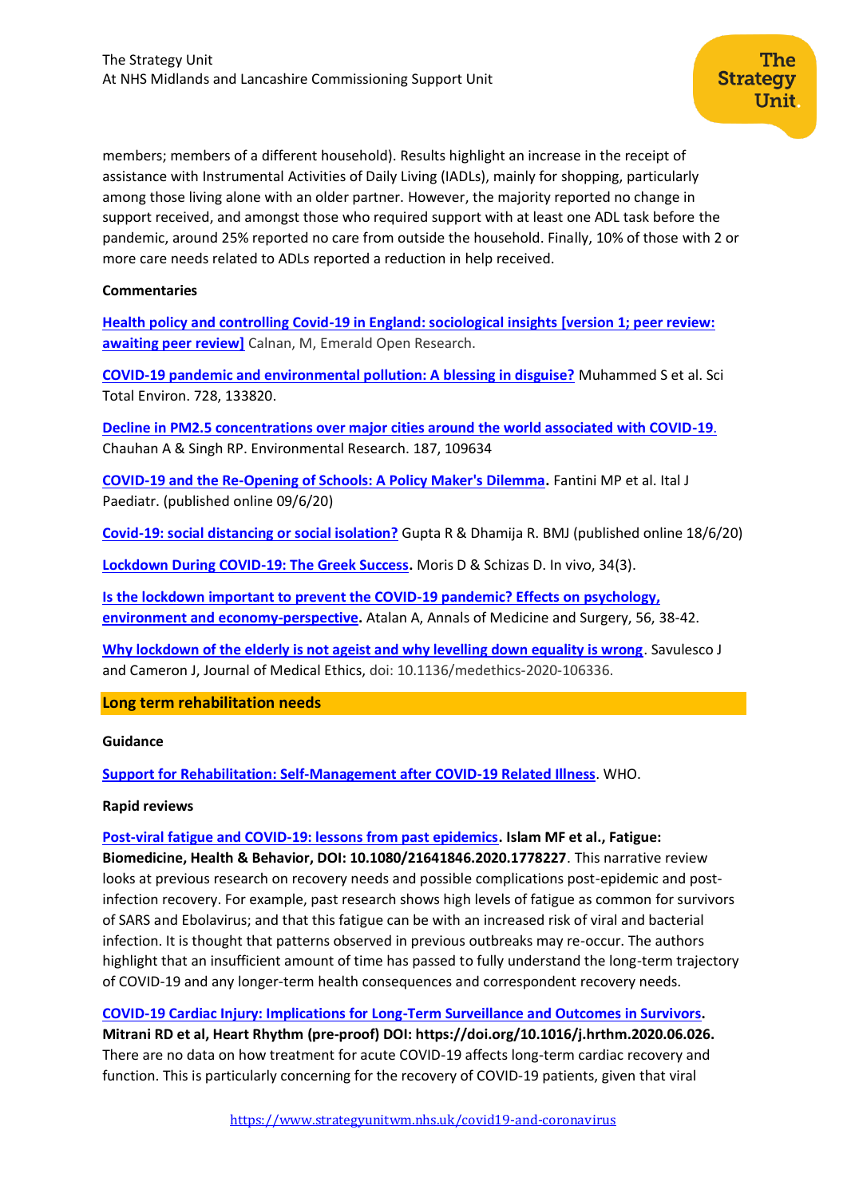members; members of a different household). Results highlight an increase in the receipt of assistance with Instrumental Activities of Daily Living (IADLs), mainly for shopping, particularly among those living alone with an older partner. However, the majority reported no change in support received, and amongst those who required support with at least one ADL task before the pandemic, around 25% reported no care from outside the household. Finally, 10% of those with 2 or more care needs related to ADLs reported a reduction in help received.

**Commentaries**

**Health policy and controlling Covid-19 in England: sociological insights [version 1; peer review: awaiting peer review]** Calnan, M, Emerald Open Research.

**COVID-19 pandemic and environmental pollution: A blessing in disguise?** Muhammed S et al. Sci Total Environ. 728, 133820.

**Decline in PM2.5 concentrations over major cities around the world associated with COVID-19.** Chauhan A & Singh RP. Environmental Research. 187, 109634

**COVID-19 and the Re-Opening of Schools: A Policy Maker's Dilemma.** Fantini MP et al. Ital J Paediatr. (published online 09/6/20)

**Covid-19: social distancing or social isolation?** Gupta R & Dhamija R. BMJ (published online 18/6/20)

**Lockdown During COVID-19: The Greek Success.** Moris D & Schizas D. In vivo, 34(3).

**Is the lockdown important to prevent the COVID-19 pandemic? Effects on psychology, environment and economy-perspective.** Atalan A, Annals of Medicine and Surgery, 56, 38-42.

**Why lockdown of the elderly is not ageist and why levelling down equality is wrong**. Savulesco J and Cameron J, Journal of Medical Ethics, doi: 10.1136/medethics-2020-106336.

## Long term rehabilitation needs

**Guidance**

**Support for Rehabilitation: Self-Management after COVID-19 Related Illness**. WHO.

**Rapid reviews**

**Post-viral fatigue and COVID-19: lessons from past epidemics. Islam MF et al., Fatigue: Biomedicine, Health & Behavior, DOI: 10.1080/21641846.2020.1778227**. This narrative review looks at previous research on recovery needs and possible complications post-epidemic and post-infection recovery. For example, past research shows high levels of fatigue as common for survivors of SARS and Ebolavirus; and that this fatigue can be with an increased risk of viral and bacterial infection. It is thought that patterns observed in previous outbreaks may re-occur. The authors highlight that an insufficient amount of time has passed to fully understand the long-term trajectory of COVID-19 and any longer-term health consequences and correspondent recovery needs.

**COVID-19 Cardiac Injury: Implications for Long-Term Surveillance and Outcomes in Survivors. Mitrani RD et al, Heart Rhythm (pre-proof) DOI: https://doi.org/10.1016/j.hrthm.2020.06.026.** There are no data on how treatment for acute COVID-19 affects long-term cardiac recovery and function. This is particularly concerning for the recovery of COVID-19 patients, given that viral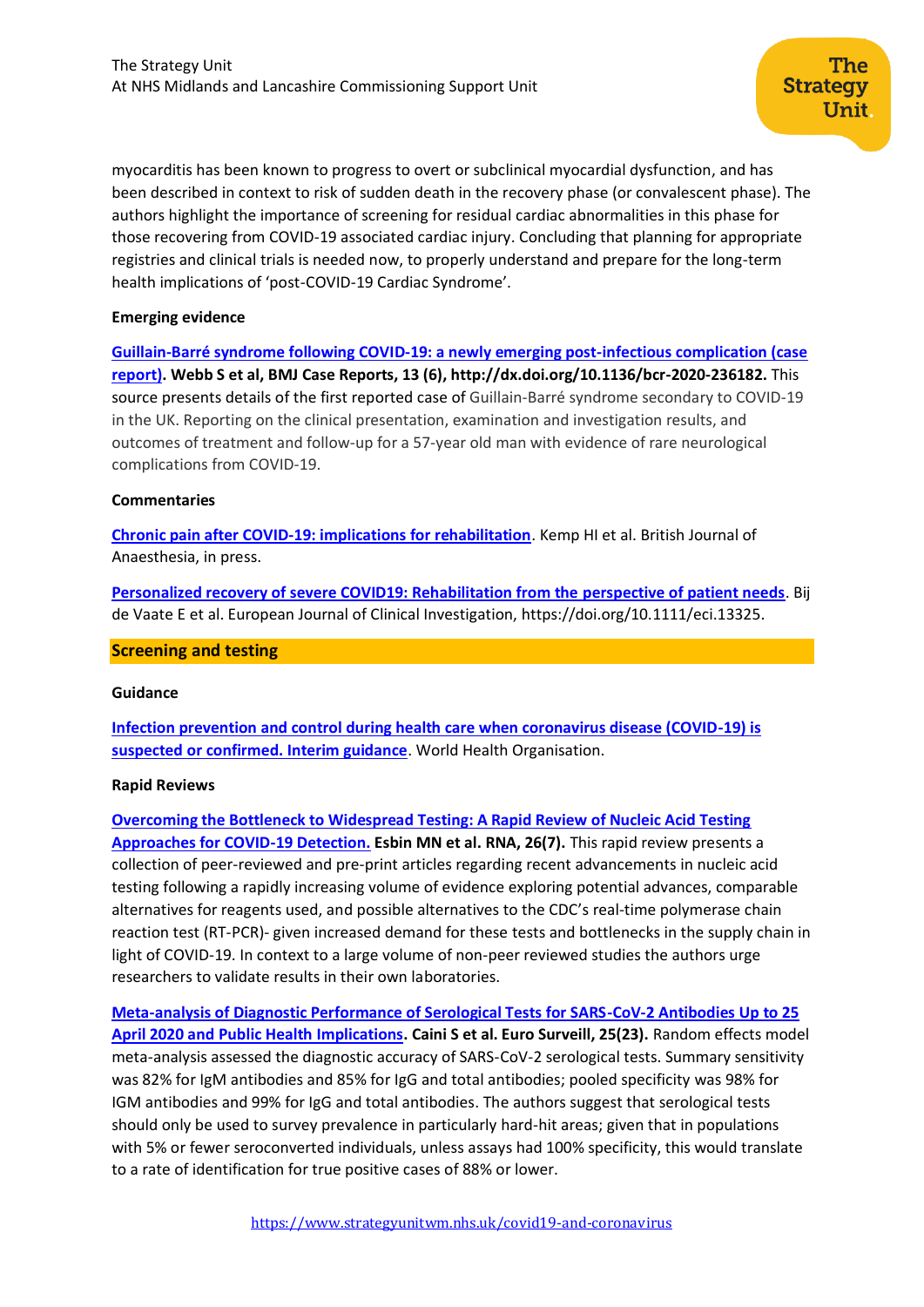myocarditis has been known to progress to overt or subclinical myocardial dysfunction, and has been described in context to risk of sudden death in the recovery phase (or convalescent phase). The authors highlight the importance of screening for residual cardiac abnormalities in this phase for those recovering from COVID-19 associated cardiac injury. Concluding that planning for appropriate registries and clinical trials is needed now, to properly understand and prepare for the long-term health implications of 'post-COVID-19 Cardiac Syndrome'.

**Emerging evidence**

**[Guillain-Barré syndrome following COVID-19: a newly emerging post-infectious complication (case report)](http://dx.doi.org/10.1136/bcr-2020-236182). Webb S et al, BMJ Case Reports, 13 (6), http://dx.doi.org/10.1136/bcr-2020-236182.** This source presents details of the first reported case of Guillain-Barré syndrome secondary to COVID-19 in the UK. Reporting on the clinical presentation, examination and investigation results, and outcomes of treatment and follow-up for a 57-year old man with evidence of rare neurological complications from COVID-19.

**Commentaries**

**[Chronic pain after COVID-19: implications for rehabilitation]()**. Kemp HI et al. British Journal of Anaesthesia, in press.

**[Personalized recovery of severe COVID19: Rehabilitation from the perspective of patient needs](https://doi.org/10.1111/eci.13325)**. Bij de Vaate E et al. European Journal of Clinical Investigation, https://doi.org/10.1111/eci.13325.

## Screening and testing

**Guidance**

**[Infection prevention and control during health care when coronavirus disease (COVID-19) is suspected or confirmed. Interim guidance]()**. World Health Organisation.

**Rapid Reviews**

**[Overcoming the Bottleneck to Widespread Testing: A Rapid Review of Nucleic Acid Testing Approaches for COVID-19 Detection.]() Esbin MN et al. RNA, 26(7).** This rapid review presents a collection of peer-reviewed and pre-print articles regarding recent advancements in nucleic acid testing following a rapidly increasing volume of evidence exploring potential advances, comparable alternatives for reagents used, and possible alternatives to the CDC's real-time polymerase chain reaction test (RT-PCR)- given increased demand for these tests and bottlenecks in the supply chain in light of COVID-19. In context to a large volume of non-peer reviewed studies the authors urge researchers to validate results in their own laboratories.

**[Meta-analysis of Diagnostic Performance of Serological Tests for SARS-CoV-2 Antibodies Up to 25 April 2020 and Public Health Implications](). Caini S et al. Euro Surveill, 25(23).** Random effects model meta-analysis assessed the diagnostic accuracy of SARS-CoV-2 serological tests. Summary sensitivity was 82% for IgM antibodies and 85% for IgG and total antibodies; pooled specificity was 98% for IGM antibodies and 99% for IgG and total antibodies. The authors suggest that serological tests should only be used to survey prevalence in particularly hard-hit areas; given that in populations with 5% or fewer seroconverted individuals, unless assays had 100% specificity, this would translate to a rate of identification for true positive cases of 88% or lower.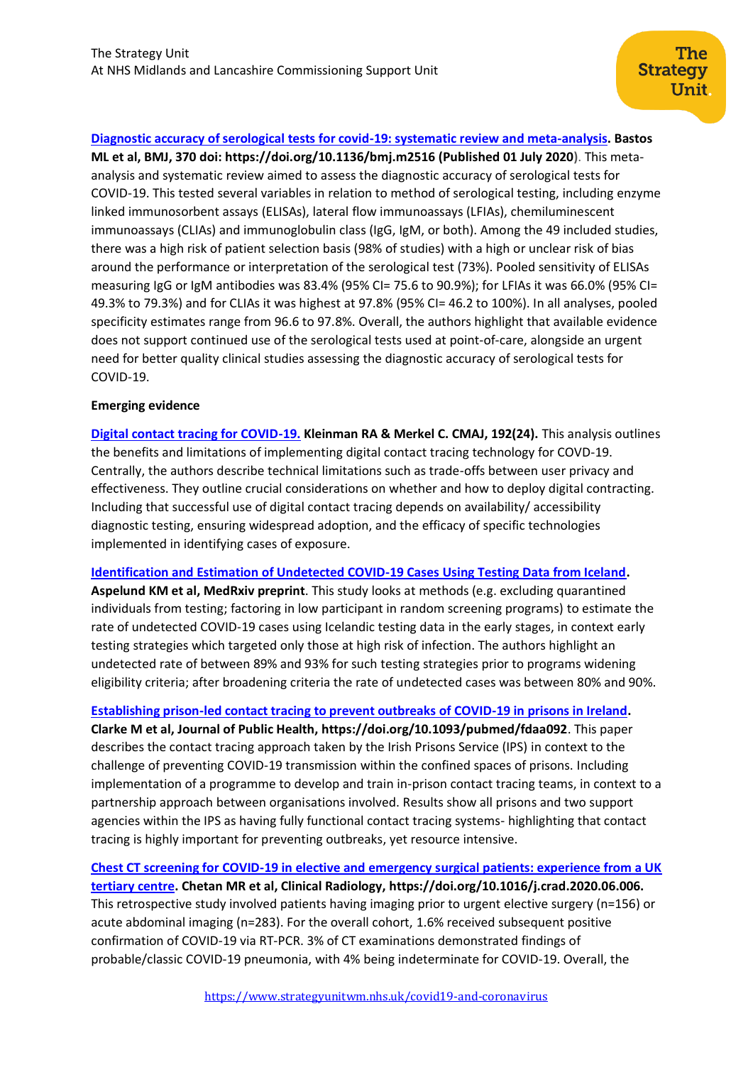**[Diagnostic accuracy of serological tests for covid-19: systematic review and meta-analysis](). Bastos ML et al, BMJ, 370 doi: https://doi.org/10.1136/bmj.m2516 (Published 01 July 2020)**. This meta-analysis and systematic review aimed to assess the diagnostic accuracy of serological tests for COVID-19. This tested several variables in relation to method of serological testing, including enzyme linked immunosorbent assays (ELISAs), lateral flow immunoassays (LFIAs), chemiluminescent immunoassays (CLIAs) and immunoglobulin class (IgG, IgM, or both). Among the 49 included studies, there was a high risk of patient selection basis (98% of studies) with a high or unclear risk of bias around the performance or interpretation of the serological test (73%). Pooled sensitivity of ELISAs measuring IgG or IgM antibodies was 83.4% (95% CI= 75.6 to 90.9%); for LFIAs it was 66.0% (95% CI= 49.3% to 79.3%) and for CLIAs it was highest at 97.8% (95% CI= 46.2 to 100%). In all analyses, pooled specificity estimates range from 96.6 to 97.8%. Overall, the authors highlight that available evidence does not support continued use of the serological tests used at point-of-care, alongside an urgent need for better quality clinical studies assessing the diagnostic accuracy of serological tests for COVID-19.

**Emerging evidence**

**[Digital contact tracing for COVID-19.]() Kleinman RA & Merkel C. CMAJ, 192(24).** This analysis outlines the benefits and limitations of implementing digital contact tracing technology for COVID-19. Centrally, the authors describe technical limitations such as trade-offs between user privacy and effectiveness. They outline crucial considerations on whether and how to deploy digital contracting. Including that successful use of digital contact tracing depends on availability/ accessibility diagnostic testing, ensuring widespread adoption, and the efficacy of specific technologies implemented in identifying cases of exposure.

**[Identification and Estimation of Undetected COVID-19 Cases Using Testing Data from Iceland](). Aspelund KM et al, MedRxiv preprint**. This study looks at methods (e.g. excluding quarantined individuals from testing; factoring in low participant in random screening programs) to estimate the rate of undetected COVID-19 cases using Icelandic testing data in the early stages, in context early testing strategies which targeted only those at high risk of infection. The authors highlight an undetected rate of between 89% and 93% for such testing strategies prior to programs widening eligibility criteria; after broadening criteria the rate of undetected cases was between 80% and 90%.

**[Establishing prison-led contact tracing to prevent outbreaks of COVID-19 in prisons in Ireland](). Clarke M et al, Journal of Public Health, https://doi.org/10.1093/pubmed/fdaa092**. This paper describes the contact tracing approach taken by the Irish Prisons Service (IPS) in context to the challenge of preventing COVID-19 transmission within the confined spaces of prisons. Including implementation of a programme to develop and train in-prison contact tracing teams, in context to a partnership approach between organisations involved. Results show all prisons and two support agencies within the IPS as having fully functional contact tracing systems- highlighting that contact tracing is highly important for preventing outbreaks, yet resource intensive.

**[Chest CT screening for COVID-19 in elective and emergency surgical patients: experience from a UK tertiary centre](). Chetan MR et al, Clinical Radiology, https://doi.org/10.1016/j.crad.2020.06.006.** This retrospective study involved patients having imaging prior to urgent elective surgery (n=156) or acute abdominal imaging (n=283). For the overall cohort, 1.6% received subsequent positive confirmation of COVID-19 via RT-PCR. 3% of CT examinations demonstrated findings of probable/classic COVID-19 pneumonia, with 4% being indeterminate for COVID-19. Overall, the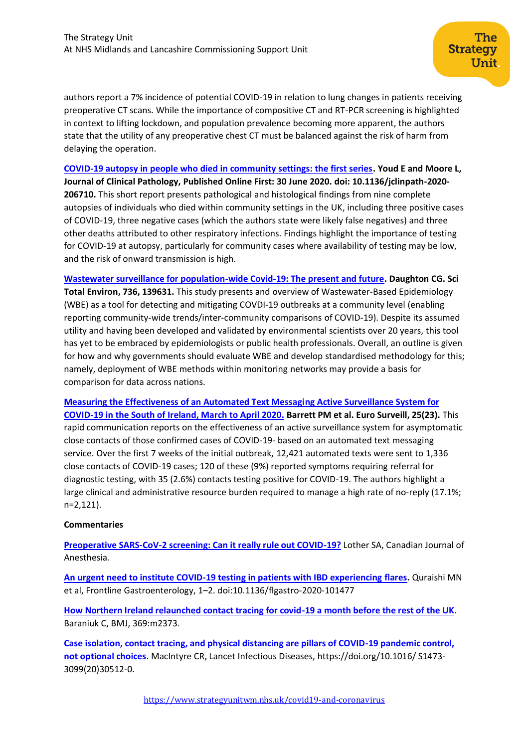authors report a 7% incidence of potential COVID-19 in relation to lung changes in patients receiving preoperative CT scans. While the importance of compositive CT and RT-PCR screening is highlighted in context to lifting lockdown, and population prevalence becoming more apparent, the authors state that the utility of any preoperative chest CT must be balanced against the risk of harm from delaying the operation.

[COVID-19 autopsy in people who died in community settings: the first series](). **Youd E and Moore L, Journal of Clinical Pathology, Published Online First: 30 June 2020. doi: 10.1136/jclinpath-2020-206710.** This short report presents pathological and histological findings from nine complete autopsies of individuals who died within community settings in the UK, including three positive cases of COVID-19, three negative cases (which the authors state were likely false negatives) and three other deaths attributed to other respiratory infections. Findings highlight the importance of testing for COVID-19 at autopsy, particularly for community cases where availability of testing may be low, and the risk of onward transmission is high.

[Wastewater surveillance for population-wide Covid-19: The present and future](). **Daughton CG. Sci Total Environ, 736, 139631.** This study presents and overview of Wastewater-Based Epidemiology (WBE) as a tool for detecting and mitigating COVDI-19 outbreaks at a community level (enabling reporting community-wide trends/inter-community comparisons of COVID-19). Despite its assumed utility and having been developed and validated by environmental scientists over 20 years, this tool has yet to be embraced by epidemiologists or public health professionals. Overall, an outline is given for how and why governments should evaluate WBE and develop standardised methodology for this; namely, deployment of WBE methods within monitoring networks may provide a basis for comparison for data across nations.

[Measuring the Effectiveness of an Automated Text Messaging Active Surveillance System for COVID-19 in the South of Ireland, March to April 2020.]() **Barrett PM et al. Euro Surveill, 25(23).** This rapid communication reports on the effectiveness of an active surveillance system for asymptomatic close contacts of those confirmed cases of COVID-19- based on an automated text messaging service. Over the first 7 weeks of the initial outbreak, 12,421 automated texts were sent to 1,336 close contacts of COVID-19 cases; 120 of these (9%) reported symptoms requiring referral for diagnostic testing, with 35 (2.6%) contacts testing positive for COVID-19. The authors highlight a large clinical and administrative resource burden required to manage a high rate of no-reply (17.1%; n=2,121).

**Commentaries**

[Preoperative SARS-CoV-2 screening: Can it really rule out COVID-19?]() Lother SA, Canadian Journal of Anesthesia.

[An urgent need to institute COVID-19 testing in patients with IBD experiencing flares](). Quraishi MN et al, Frontline Gastroenterology, 1–2. doi:10.1136/flgastro-2020-101477

[How Northern Ireland relaunched contact tracing for covid-19 a month before the rest of the UK](). Baraniuk C, BMJ, 369:m2373.

[Case isolation, contact tracing, and physical distancing are pillars of COVID-19 pandemic control, not optional choices](). MacIntyre CR, Lancet Infectious Diseases, https://doi.org/10.1016/ S1473-3099(20)30512-0.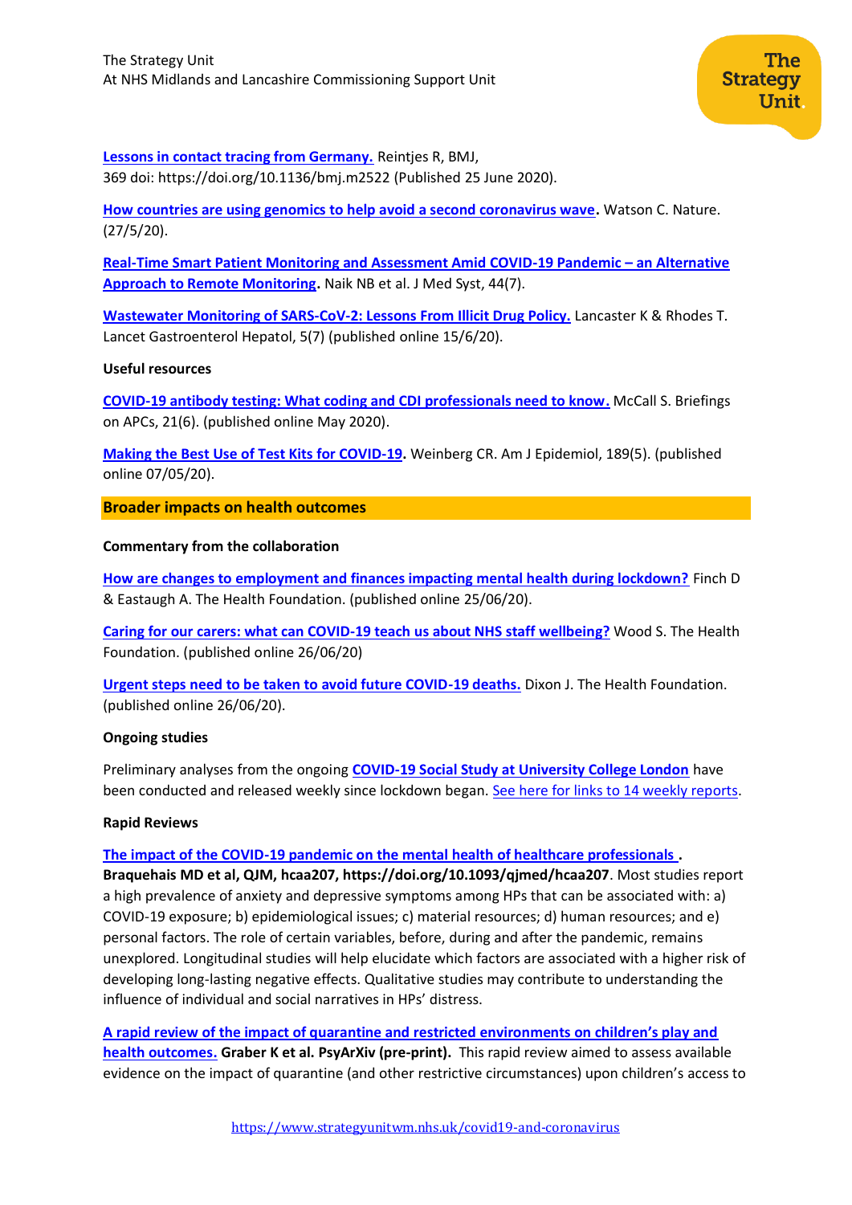**Lessons in contact tracing from Germany.** Reintjes R, BMJ, 369 doi: https://doi.org/10.1136/bmj.m2522 (Published 25 June 2020).

**How countries are using genomics to help avoid a second coronavirus wave.** Watson C. Nature. (27/5/20).

**Real-Time Smart Patient Monitoring and Assessment Amid COVID-19 Pandemic – an Alternative Approach to Remote Monitoring.** Naik NB et al. J Med Syst, 44(7).

**Wastewater Monitoring of SARS-CoV-2: Lessons From Illicit Drug Policy.** Lancaster K & Rhodes T. Lancet Gastroenterol Hepatol, 5(7) (published online 15/6/20).

**Useful resources**

**COVID-19 antibody testing: What coding and CDI professionals need to know.** McCall S. Briefings on APCs, 21(6). (published online May 2020).

**Making the Best Use of Test Kits for COVID-19.** Weinberg CR. Am J Epidemiol, 189(5). (published online 07/05/20).

## Broader impacts on health outcomes

**Commentary from the collaboration**

**How are changes to employment and finances impacting mental health during lockdown?** Finch D & Eastaugh A. The Health Foundation. (published online 25/06/20).

**Caring for our carers: what can COVID-19 teach us about NHS staff wellbeing?** Wood S. The Health Foundation. (published online 26/06/20)

**Urgent steps need to be taken to avoid future COVID-19 deaths.** Dixon J. The Health Foundation. (published online 26/06/20).

**Ongoing studies**

Preliminary analyses from the ongoing **COVID-19 Social Study at University College London** have been conducted and released weekly since lockdown began. See here for links to 14 weekly reports.

**Rapid Reviews**

**The impact of the COVID-19 pandemic on the mental health of healthcare professionals . Braquehais MD et al, QJM, hcaa207, https://doi.org/10.1093/qjmed/hcaa207**. Most studies report a high prevalence of anxiety and depressive symptoms among HPs that can be associated with: a) COVID-19 exposure; b) epidemiological issues; c) material resources; d) human resources; and e) personal factors. The role of certain variables, before, during and after the pandemic, remains unexplored. Longitudinal studies will help elucidate which factors are associated with a higher risk of developing long-lasting negative effects. Qualitative studies may contribute to understanding the influence of individual and social narratives in HPs' distress.

**A rapid review of the impact of quarantine and restricted environments on children's play and health outcomes. Graber K et al. PsyArXiv (pre-print).** This rapid review aimed to assess available evidence on the impact of quarantine (and other restrictive circumstances) upon children's access to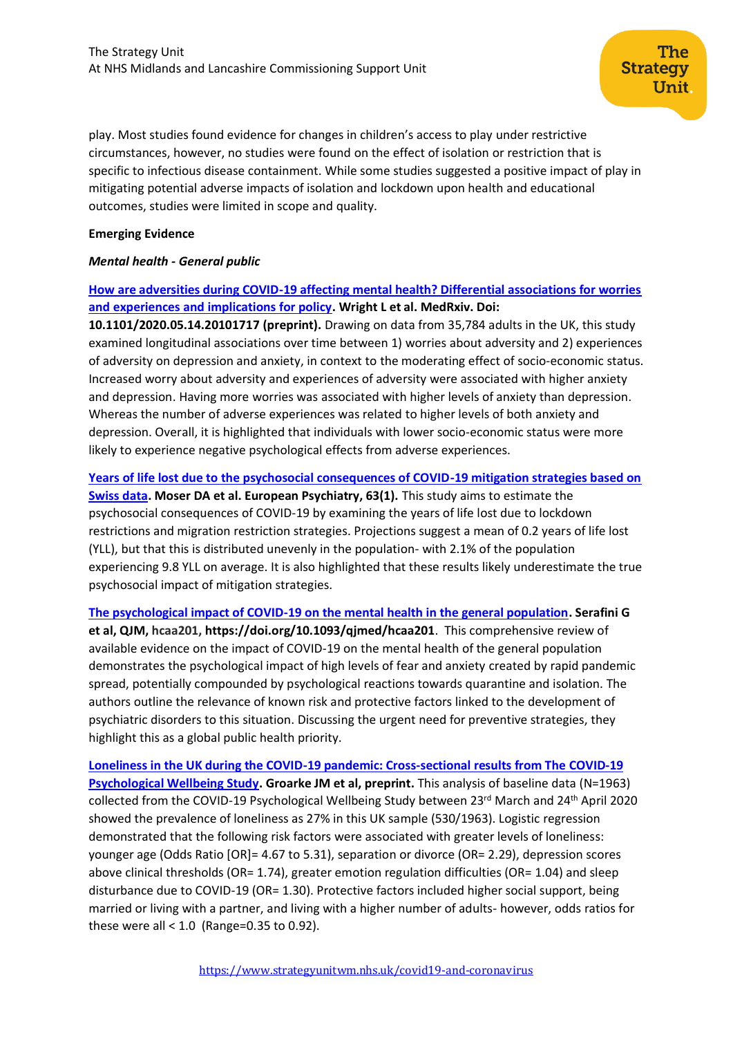play. Most studies found evidence for changes in children's access to play under restrictive circumstances, however, no studies were found on the effect of isolation or restriction that is specific to infectious disease containment. While some studies suggested a positive impact of play in mitigating potential adverse impacts of isolation and lockdown upon health and educational outcomes, studies were limited in scope and quality.

**Emerging Evidence**

***Mental health - General public***

**How are adversities during COVID-19 affecting mental health? Differential associations for worries and experiences and implications for policy. Wright L et al. MedRxiv. Doi: 10.1101/2020.05.14.20101717 (preprint).** Drawing on data from 35,784 adults in the UK, this study examined longitudinal associations over time between 1) worries about adversity and 2) experiences of adversity on depression and anxiety, in context to the moderating effect of socio-economic status. Increased worry about adversity and experiences of adversity were associated with higher anxiety and depression. Having more worries was associated with higher levels of anxiety than depression. Whereas the number of adverse experiences was related to higher levels of both anxiety and depression. Overall, it is highlighted that individuals with lower socio-economic status were more likely to experience negative psychological effects from adverse experiences.

**Years of life lost due to the psychosocial consequences of COVID-19 mitigation strategies based on Swiss data. Moser DA et al. European Psychiatry, 63(1).** This study aims to estimate the psychosocial consequences of COVID-19 by examining the years of life lost due to lockdown restrictions and migration restriction strategies. Projections suggest a mean of 0.2 years of life lost (YLL), but that this is distributed unevenly in the population- with 2.1% of the population experiencing 9.8 YLL on average. It is also highlighted that these results likely underestimate the true psychosocial impact of mitigation strategies.

**The psychological impact of COVID-19 on the mental health in the general population. Serafini G et al, QJM, hcaa201, https://doi.org/10.1093/qjmed/hcaa201**. This comprehensive review of available evidence on the impact of COVID-19 on the mental health of the general population demonstrates the psychological impact of high levels of fear and anxiety created by rapid pandemic spread, potentially compounded by psychological reactions towards quarantine and isolation. The authors outline the relevance of known risk and protective factors linked to the development of psychiatric disorders to this situation. Discussing the urgent need for preventive strategies, they highlight this as a global public health priority.

**Loneliness in the UK during the COVID-19 pandemic: Cross-sectional results from The COVID-19 Psychological Wellbeing Study. Groarke JM et al, preprint.** This analysis of baseline data (N=1963) collected from the COVID-19 Psychological Wellbeing Study between 23rd March and 24th April 2020 showed the prevalence of loneliness as 27% in this UK sample (530/1963). Logistic regression demonstrated that the following risk factors were associated with greater levels of loneliness: younger age (Odds Ratio [OR]= 4.67 to 5.31), separation or divorce (OR= 2.29), depression scores above clinical thresholds (OR= 1.74), greater emotion regulation difficulties (OR= 1.04) and sleep disturbance due to COVID-19 (OR= 1.30). Protective factors included higher social support, being married or living with a partner, and living with a higher number of adults- however, odds ratios for these were all < 1.0 (Range=0.35 to 0.92).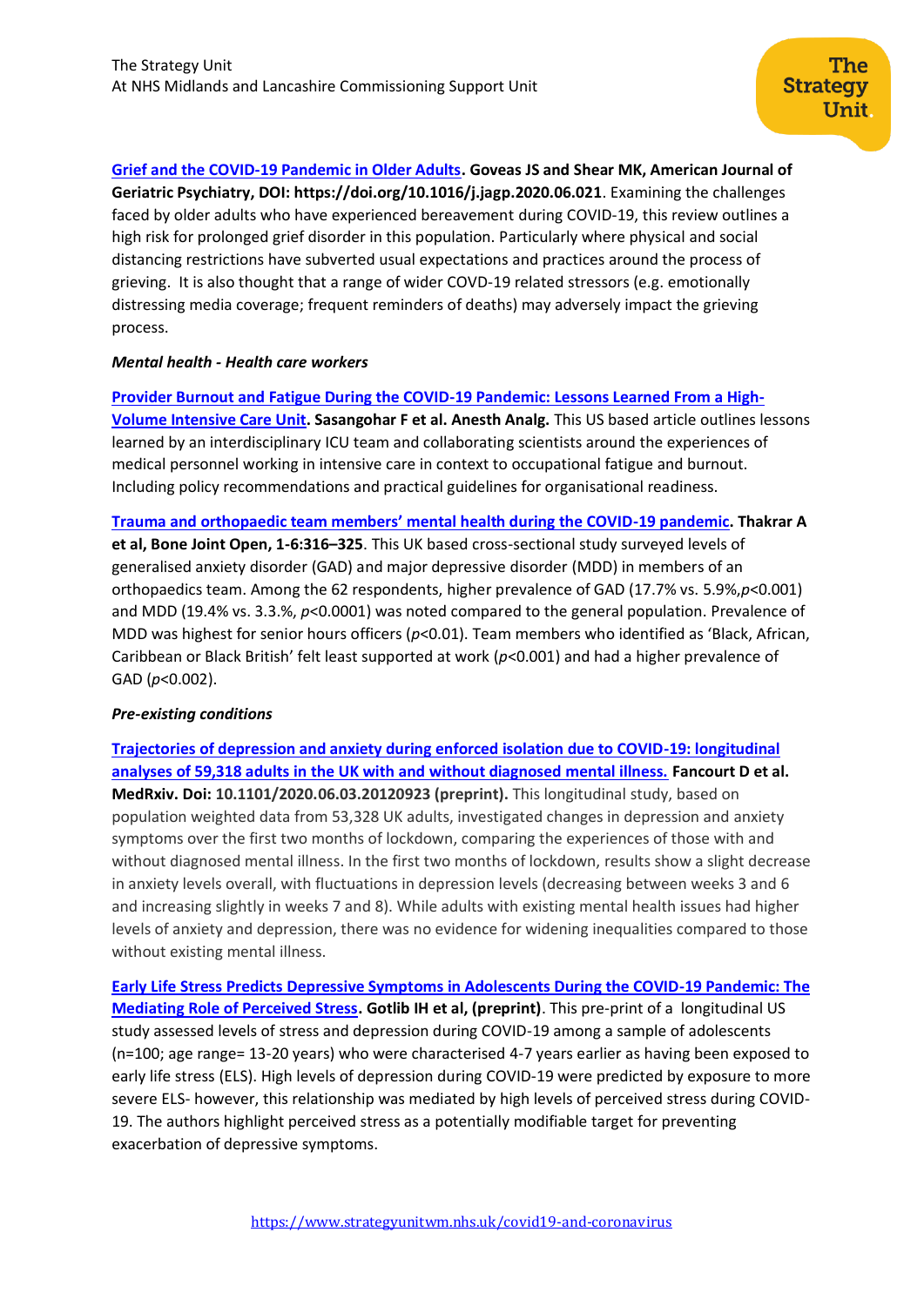**Grief and the COVID-19 Pandemic in Older Adults. Goveas JS and Shear MK, American Journal of Geriatric Psychiatry, DOI: https://doi.org/10.1016/j.jagp.2020.06.021**. Examining the challenges faced by older adults who have experienced bereavement during COVID-19, this review outlines a high risk for prolonged grief disorder in this population. Particularly where physical and social distancing restrictions have subverted usual expectations and practices around the process of grieving. It is also thought that a range of wider COVD-19 related stressors (e.g. emotionally distressing media coverage; frequent reminders of deaths) may adversely impact the grieving process.

***Mental health - Health care workers***

**Provider Burnout and Fatigue During the COVID-19 Pandemic: Lessons Learned From a High-Volume Intensive Care Unit. Sasangohar F et al. Anesth Analg.** This US based article outlines lessons learned by an interdisciplinary ICU team and collaborating scientists around the experiences of medical personnel working in intensive care in context to occupational fatigue and burnout. Including policy recommendations and practical guidelines for organisational readiness.

**Trauma and orthopaedic team members' mental health during the COVID-19 pandemic. Thakrar A et al, Bone Joint Open, 1-6:316–325**. This UK based cross-sectional study surveyed levels of generalised anxiety disorder (GAD) and major depressive disorder (MDD) in members of an orthopaedics team. Among the 62 respondents, higher prevalence of GAD (17.7% vs. 5.9%, $p<0.001$) and MDD (19.4% vs. 3.3%, $p<0.0001$) was noted compared to the general population. Prevalence of MDD was highest for senior hours officers ($p<0.01$). Team members who identified as 'Black, African, Caribbean or Black British' felt least supported at work ($p<0.001$) and had a higher prevalence of GAD ($p<0.002$).

***Pre-existing conditions***

**Trajectories of depression and anxiety during enforced isolation due to COVID-19: longitudinal analyses of 59,318 adults in the UK with and without diagnosed mental illness. Fancourt D et al. MedRxiv. Doi: 10.1101/2020.06.03.20120923 (preprint).** This longitudinal study, based on population weighted data from 53,328 UK adults, investigated changes in depression and anxiety symptoms over the first two months of lockdown, comparing the experiences of those with and without diagnosed mental illness. In the first two months of lockdown, results show a slight decrease in anxiety levels overall, with fluctuations in depression levels (decreasing between weeks 3 and 6 and increasing slightly in weeks 7 and 8). While adults with existing mental health issues had higher levels of anxiety and depression, there was no evidence for widening inequalities compared to those without existing mental illness.

**Early Life Stress Predicts Depressive Symptoms in Adolescents During the COVID-19 Pandemic: The Mediating Role of Perceived Stress. Gotlib IH et al, (preprint)**. This pre-print of a longitudinal US study assessed levels of stress and depression during COVID-19 among a sample of adolescents (n=100; age range= 13-20 years) who were characterised 4-7 years earlier as having been exposed to early life stress (ELS). High levels of depression during COVID-19 were predicted by exposure to more severe ELS- however, this relationship was mediated by high levels of perceived stress during COVID-19. The authors highlight perceived stress as a potentially modifiable target for preventing exacerbation of depressive symptoms.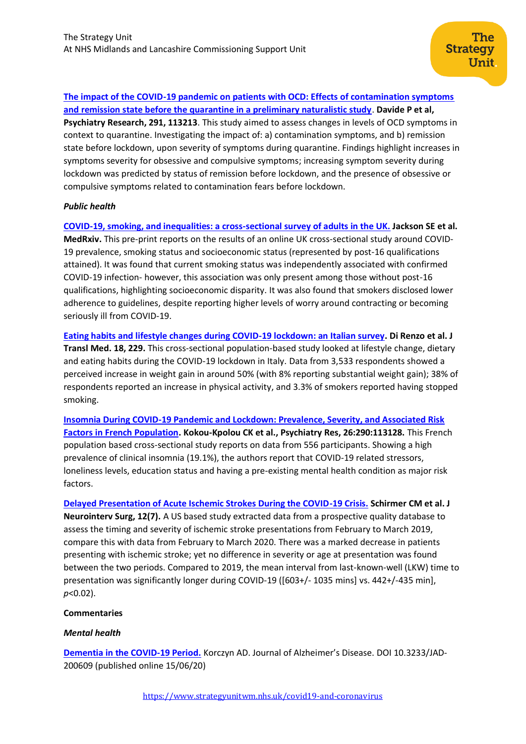**The impact of the COVID-19 pandemic on patients with OCD: Effects of contamination symptoms and remission state before the quarantine in a preliminary naturalistic study**. **Davide P et al, Psychiatry Research, 291, 113213**. This study aimed to assess changes in levels of OCD symptoms in context to quarantine. Investigating the impact of: a) contamination symptoms, and b) remission state before lockdown, upon severity of symptoms during quarantine. Findings highlight increases in symptoms severity for obsessive and compulsive symptoms; increasing symptom severity during lockdown was predicted by status of remission before lockdown, and the presence of obsessive or compulsive symptoms related to contamination fears before lockdown.

***Public health***

**COVID-19, smoking, and inequalities: a cross-sectional survey of adults in the UK. Jackson SE et al. MedRxiv.** This pre-print reports on the results of an online UK cross-sectional study around COVID-19 prevalence, smoking status and socioeconomic status (represented by post-16 qualifications attained). It was found that current smoking status was independently associated with confirmed COVID-19 infection- however, this association was only present among those without post-16 qualifications, highlighting socioeconomic disparity. It was also found that smokers disclosed lower adherence to guidelines, despite reporting higher levels of worry around contracting or becoming seriously ill from COVID-19.

**Eating habits and lifestyle changes during COVID-19 lockdown: an Italian survey. Di Renzo et al. J Transl Med. 18, 229.** This cross-sectional population-based study looked at lifestyle change, dietary and eating habits during the COVID-19 lockdown in Italy. Data from 3,533 respondents showed a perceived increase in weight gain in around 50% (with 8% reporting substantial weight gain); 38% of respondents reported an increase in physical activity, and 3.3% of smokers reported having stopped smoking.

**Insomnia During COVID-19 Pandemic and Lockdown: Prevalence, Severity, and Associated Risk Factors in French Population. Kokou-Kpolou CK et al., Psychiatry Res, 26:290:113128.** This French population based cross-sectional study reports on data from 556 participants. Showing a high prevalence of clinical insomnia (19.1%), the authors report that COVID-19 related stressors, loneliness levels, education status and having a pre-existing mental health condition as major risk factors.

**Delayed Presentation of Acute Ischemic Strokes During the COVID-19 Crisis. Schirmer CM et al. J Neurointerv Surg, 12(7).** A US based study extracted data from a prospective quality database to assess the timing and severity of ischemic stroke presentations from February to March 2019, compare this with data from February to March 2020. There was a marked decrease in patients presenting with ischemic stroke; yet no difference in severity or age at presentation was found between the two periods. Compared to 2019, the mean interval from last-known-well (LKW) time to presentation was significantly longer during COVID-19 ([603+/- 1035 mins] vs. 442+/-435 min], $p$<0.02).

**Commentaries**

***Mental health***

**Dementia in the COVID-19 Period.** Korczyn AD. Journal of Alzheimer's Disease. DOI 10.3233/JAD-200609 (published online 15/06/20)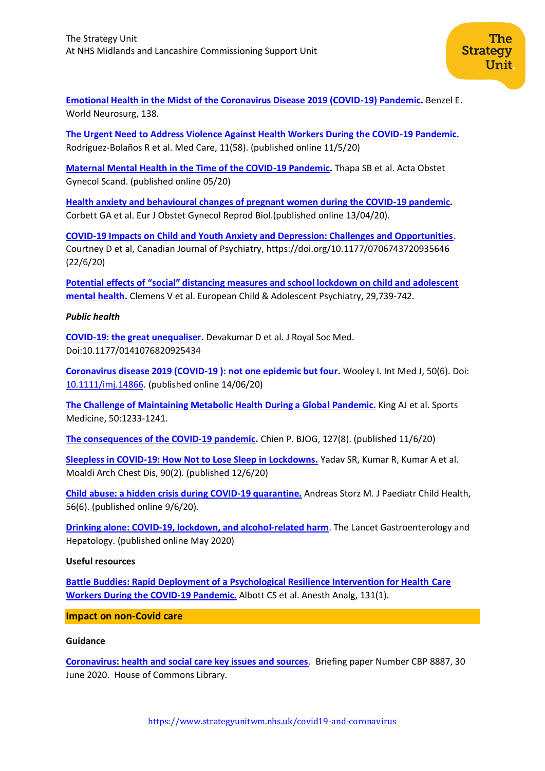**Emotional Health in the Midst of the Coronavirus Disease 2019 (COVID-19) Pandemic.** Benzel E. World Neurosurg, 138.

**The Urgent Need to Address Violence Against Health Workers During the COVID-19 Pandemic.** Rodríguez-Bolaños R et al. Med Care, 11(58). (published online 11/5/20)

**Maternal Mental Health in the Time of the COVID-19 Pandemic.** Thapa SB et al. Acta Obstet Gynecol Scand. (published online 05/20)

**Health anxiety and behavioural changes of pregnant women during the COVID-19 pandemic.** Corbett GA et al. Eur J Obstet Gynecol Reprod Biol.(published online 13/04/20).

**COVID-19 Impacts on Child and Youth Anxiety and Depression: Challenges and Opportunities.** Courtney D et al, Canadian Journal of Psychiatry, https://doi.org/10.1177/0706743720935646 (22/6/20)

**Potential effects of "social" distancing measures and school lockdown on child and adolescent mental health.** Clemens V et al. European Child & Adolescent Psychiatry, 29,739-742.

***Public health***

**COVID-19: the great unequaliser.** Devakumar D et al. J Royal Soc Med. Doi:10.1177/0141076820925434

**Coronavirus disease 2019 (COVID-19 ): not one epidemic but four.** Wooley I. Int Med J, 50(6). Doi: 10.1111/imj.14866. (published online 14/06/20)

**The Challenge of Maintaining Metabolic Health During a Global Pandemic.** King AJ et al. Sports Medicine, 50:1233-1241.

**The consequences of the COVID-19 pandemic.** Chien P. BJOG, 127(8). (published 11/6/20)

**Sleepless in COVID-19: How Not to Lose Sleep in Lockdowns.** Yadav SR, Kumar R, Kumar A et al. Moaldi Arch Chest Dis, 90(2). (published 12/6/20)

**Child abuse: a hidden crisis during COVID-19 quarantine.** Andreas Storz M. J Paediatr Child Health, 56(6). (published online 9/6/20).

**Drinking alone: COVID-19, lockdown, and alcohol-related harm.** The Lancet Gastroenterology and Hepatology. (published online May 2020)

**Useful resources**

**Battle Buddies: Rapid Deployment of a Psychological Resilience Intervention for Health Care Workers During the COVID-19 Pandemic.** Albott CS et al. Anesth Analg, 131(1).

## Impact on non-Covid care

**Guidance**

**Coronavirus: health and social care key issues and sources.** Briefing paper Number CBP 8887, 30 June 2020. House of Commons Library.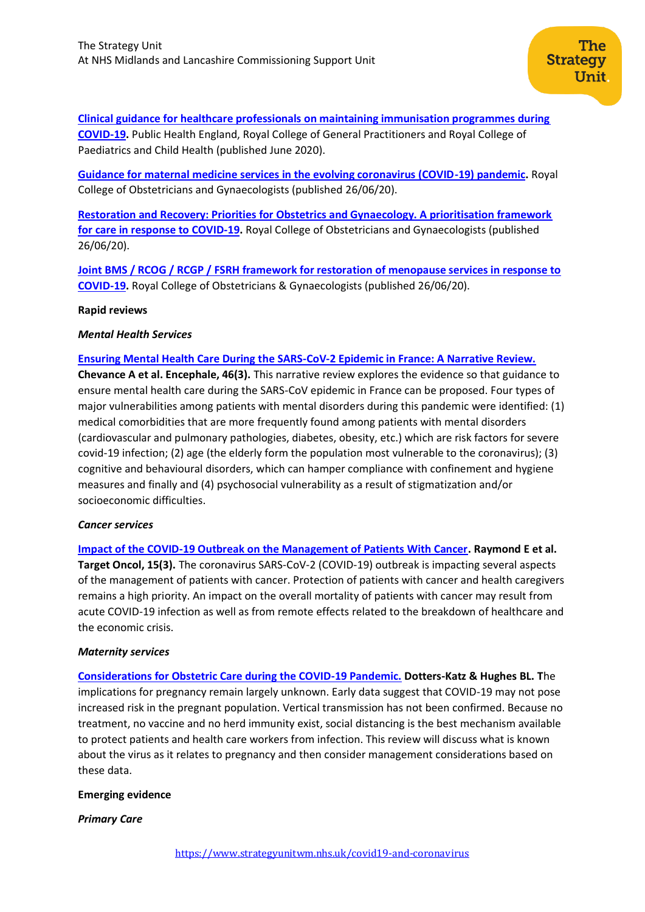**[Clinical guidance for healthcare professionals on maintaining immunisation programmes during COVID-19](#).** Public Health England, Royal College of General Practitioners and Royal College of Paediatrics and Child Health (published June 2020).

**[Guidance for maternal medicine services in the evolving coronavirus (COVID-19) pandemic](#).** Royal College of Obstetricians and Gynaecologists (published 26/06/20).

**[Restoration and Recovery: Priorities for Obstetrics and Gynaecology. A prioritisation framework for care in response to COVID-19](#).** Royal College of Obstetricians and Gynaecologists (published 26/06/20).

**[Joint BMS / RCOG / RCGP / FSRH framework for restoration of menopause services in response to COVID-19](#).** Royal College of Obstetricians & Gynaecologists (published 26/06/20).

**Rapid reviews**

***Mental Health Services***

**[Ensuring Mental Health Care During the SARS-CoV-2 Epidemic in France: A Narrative Review.](#)** **Chevance A et al. Encephale, 46(3).** This narrative review explores the evidence so that guidance to ensure mental health care during the SARS-CoV epidemic in France can be proposed. Four types of major vulnerabilities among patients with mental disorders during this pandemic were identified: (1) medical comorbidities that are more frequently found among patients with mental disorders (cardiovascular and pulmonary pathologies, diabetes, obesity, etc.) which are risk factors for severe covid-19 infection; (2) age (the elderly form the population most vulnerable to the coronavirus); (3) cognitive and behavioural disorders, which can hamper compliance with confinement and hygiene measures and finally and (4) psychosocial vulnerability as a result of stigmatization and/or socioeconomic difficulties.

***Cancer services***

**[Impact of the COVID-19 Outbreak on the Management of Patients With Cancer](#). Raymond E et al. Target Oncol, 15(3).** The coronavirus SARS-CoV-2 (COVID-19) outbreak is impacting several aspects of the management of patients with cancer. Protection of patients with cancer and health caregivers remains a high priority. An impact on the overall mortality of patients with cancer may result from acute COVID-19 infection as well as from remote effects related to the breakdown of healthcare and the economic crisis.

***Maternity services***

**[Considerations for Obstetric Care during the COVID-19 Pandemic.](#)** **Dotters-Katz & Hughes BL. T**he implications for pregnancy remain largely unknown. Early data suggest that COVID-19 may not pose increased risk in the pregnant population. Vertical transmission has not been confirmed. Because no treatment, no vaccine and no herd immunity exist, social distancing is the best mechanism available to protect patients and health care workers from infection. This review will discuss what is known about the virus as it relates to pregnancy and then consider management considerations based on these data.

**Emerging evidence**

***Primary Care***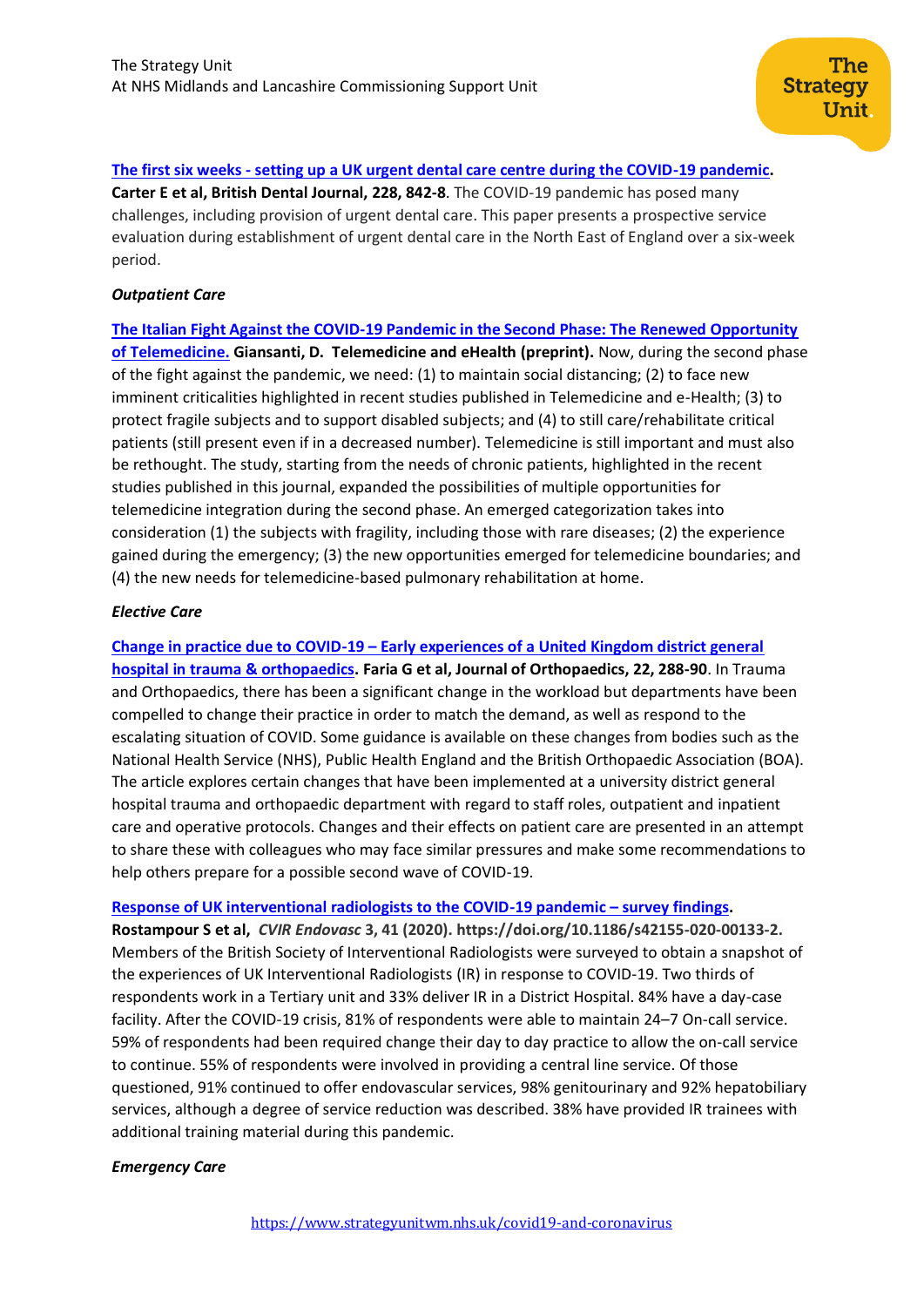**[The first six weeks - setting up a UK urgent dental care centre during the COVID-19 pandemic](). Carter E et al, British Dental Journal, 228, 842-8**. The COVID-19 pandemic has posed many challenges, including provision of urgent dental care. This paper presents a prospective service evaluation during establishment of urgent dental care in the North East of England over a six-week period.

***Outpatient Care***

**[The Italian Fight Against the COVID-19 Pandemic in the Second Phase: The Renewed Opportunity of Telemedicine.]() Giansanti, D. Telemedicine and eHealth (preprint).** Now, during the second phase of the fight against the pandemic, we need: (1) to maintain social distancing; (2) to face new imminent criticalities highlighted in recent studies published in Telemedicine and e-Health; (3) to protect fragile subjects and to support disabled subjects; and (4) to still care/rehabilitate critical patients (still present even if in a decreased number). Telemedicine is still important and must also be rethought. The study, starting from the needs of chronic patients, highlighted in the recent studies published in this journal, expanded the possibilities of multiple opportunities for telemedicine integration during the second phase. An emerged categorization takes into consideration (1) the subjects with fragility, including those with rare diseases; (2) the experience gained during the emergency; (3) the new opportunities emerged for telemedicine boundaries; and (4) the new needs for telemedicine-based pulmonary rehabilitation at home.

***Elective Care***

**[Change in practice due to COVID-19 – Early experiences of a United Kingdom district general hospital in trauma & orthopaedics](). Faria G et al, Journal of Orthopaedics, 22, 288-90**. In Trauma and Orthopaedics, there has been a significant change in the workload but departments have been compelled to change their practice in order to match the demand, as well as respond to the escalating situation of COVID. Some guidance is available on these changes from bodies such as the National Health Service (NHS), Public Health England and the British Orthopaedic Association (BOA). The article explores certain changes that have been implemented at a university district general hospital trauma and orthopaedic department with regard to staff roles, outpatient and inpatient care and operative protocols. Changes and their effects on patient care are presented in an attempt to share these with colleagues who may face similar pressures and make some recommendations to help others prepare for a possible second wave of COVID-19.

**[Response of UK interventional radiologists to the COVID-19 pandemic – survey findings](). Rostampour S et al, *CVIR Endovasc* 3, 41 (2020). https://doi.org/10.1186/s42155-020-00133-2.** Members of the British Society of Interventional Radiologists were surveyed to obtain a snapshot of the experiences of UK Interventional Radiologists (IR) in response to COVID-19. Two thirds of respondents work in a Tertiary unit and 33% deliver IR in a District Hospital. 84% have a day-case facility. After the COVID-19 crisis, 81% of respondents were able to maintain 24–7 On-call service. 59% of respondents had been required change their day to day practice to allow the on-call service to continue. 55% of respondents were involved in providing a central line service. Of those questioned, 91% continued to offer endovascular services, 98% genitourinary and 92% hepatobiliary services, although a degree of service reduction was described. 38% have provided IR trainees with additional training material during this pandemic.

***Emergency Care***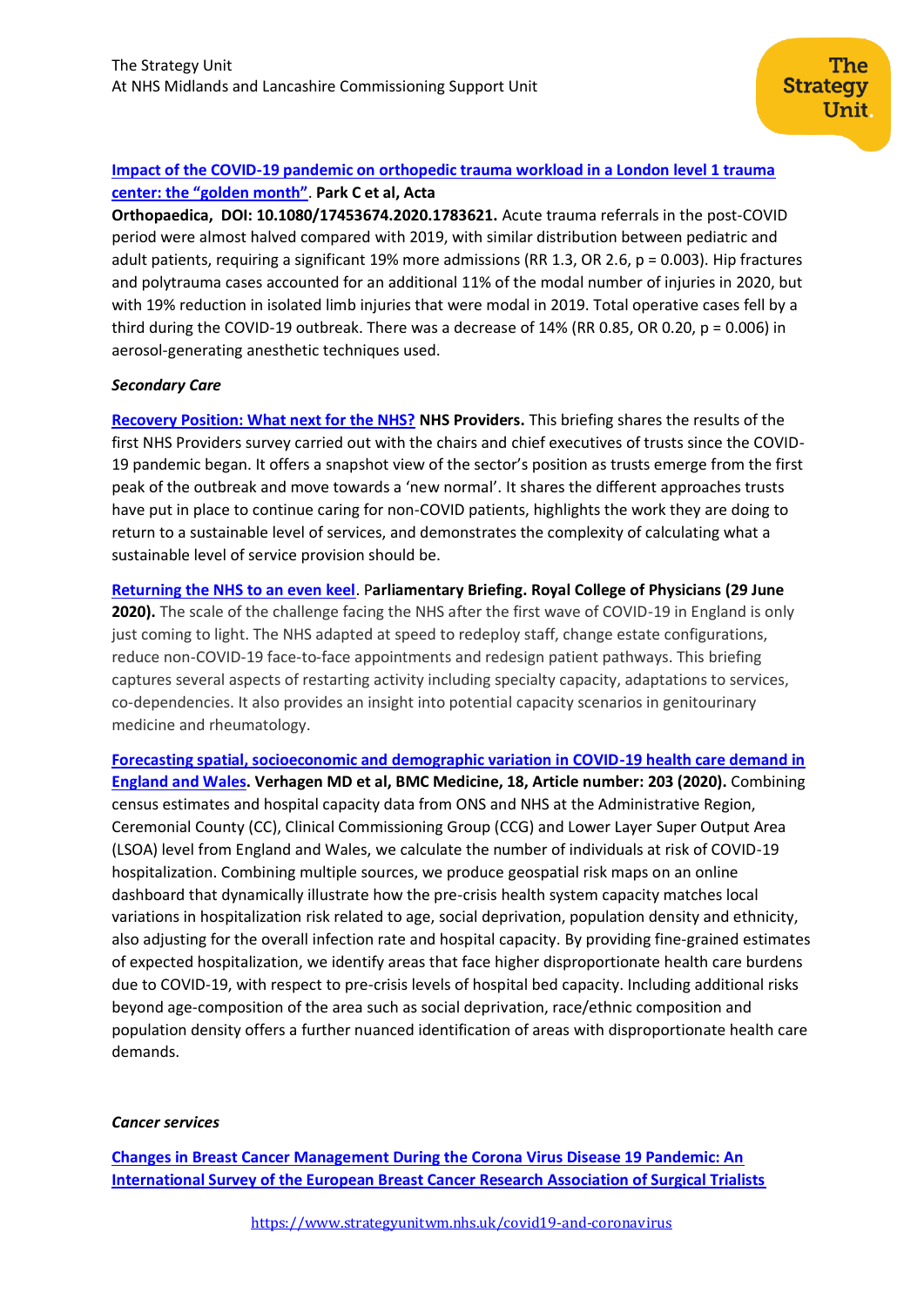**Impact of the COVID-19 pandemic on orthopedic trauma workload in a London level 1 trauma center: the "golden month"**. **Park C et al, Acta Orthopaedica, DOI: 10.1080/17453674.2020.1783621.** Acute trauma referrals in the post-COVID period were almost halved compared with 2019, with similar distribution between pediatric and adult patients, requiring a significant 19% more admissions (RR 1.3, OR 2.6, $p = 0.003$). Hip fractures and polytrauma cases accounted for an additional 11% of the modal number of injuries in 2020, but with 19% reduction in isolated limb injuries that were modal in 2019. Total operative cases fell by a third during the COVID-19 outbreak. There was a decrease of 14% (RR 0.85, OR 0.20, $p = 0.006$) in aerosol-generating anesthetic techniques used.

***Secondary Care***

**Recovery Position: What next for the NHS?** **NHS Providers.** This briefing shares the results of the first NHS Providers survey carried out with the chairs and chief executives of trusts since the COVID-19 pandemic began. It offers a snapshot view of the sector's position as trusts emerge from the first peak of the outbreak and move towards a 'new normal'. It shares the different approaches trusts have put in place to continue caring for non-COVID patients, highlights the work they are doing to return to a sustainable level of services, and demonstrates the complexity of calculating what a sustainable level of service provision should be.

**Returning the NHS to an even keel**. **Parliamentary Briefing. Royal College of Physicians (29 June 2020).** The scale of the challenge facing the NHS after the first wave of COVID-19 in England is only just coming to light. The NHS adapted at speed to redeploy staff, change estate configurations, reduce non-COVID-19 face-to-face appointments and redesign patient pathways. This briefing captures several aspects of restarting activity including specialty capacity, adaptations to services, co-dependencies. It also provides an insight into potential capacity scenarios in genitourinary medicine and rheumatology.

**Forecasting spatial, socioeconomic and demographic variation in COVID-19 health care demand in England and Wales. Verhagen MD et al, BMC Medicine, 18, Article number: 203 (2020).** Combining census estimates and hospital capacity data from ONS and NHS at the Administrative Region, Ceremonial County (CC), Clinical Commissioning Group (CCG) and Lower Layer Super Output Area (LSOA) level from England and Wales, we calculate the number of individuals at risk of COVID-19 hospitalization. Combining multiple sources, we produce geospatial risk maps on an online dashboard that dynamically illustrate how the pre-crisis health system capacity matches local variations in hospitalization risk related to age, social deprivation, population density and ethnicity, also adjusting for the overall infection rate and hospital capacity. By providing fine-grained estimates of expected hospitalization, we identify areas that face higher disproportionate health care burdens due to COVID-19, with respect to pre-crisis levels of hospital bed capacity. Including additional risks beyond age-composition of the area such as social deprivation, race/ethnic composition and population density offers a further nuanced identification of areas with disproportionate health care demands.

***Cancer services***

**Changes in Breast Cancer Management During the Corona Virus Disease 19 Pandemic: An International Survey of the European Breast Cancer Research Association of Surgical Trialists**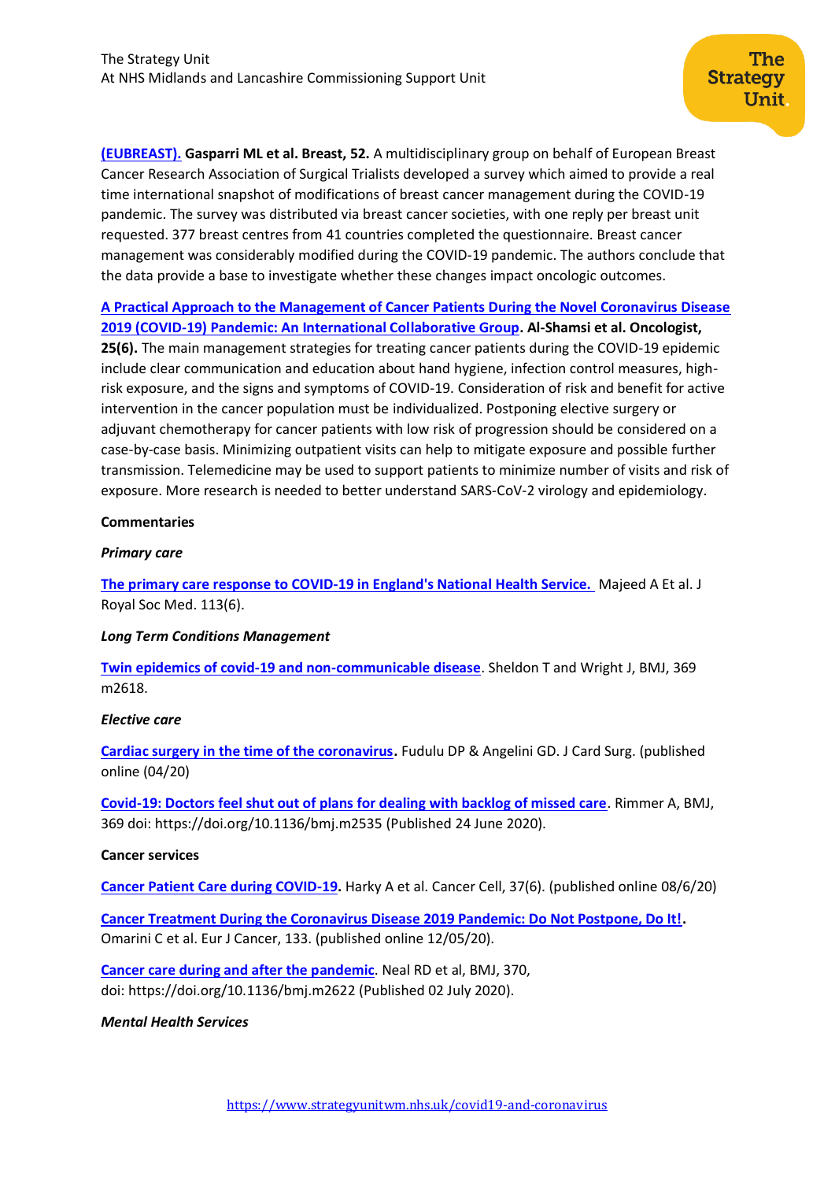**(EUBREAST).** **Gasparri ML et al. Breast, 52.** A multidisciplinary group on behalf of European Breast Cancer Research Association of Surgical Trialists developed a survey which aimed to provide a real time international snapshot of modifications of breast cancer management during the COVID-19 pandemic. The survey was distributed via breast cancer societies, with one reply per breast unit requested. 377 breast centres from 41 countries completed the questionnaire. Breast cancer management was considerably modified during the COVID-19 pandemic. The authors conclude that the data provide a base to investigate whether these changes impact oncologic outcomes.

**A Practical Approach to the Management of Cancer Patients During the Novel Coronavirus Disease 2019 (COVID-19) Pandemic: An International Collaborative Group. Al-Shamsi et al. Oncologist, 25(6).** The main management strategies for treating cancer patients during the COVID-19 epidemic include clear communication and education about hand hygiene, infection control measures, high-risk exposure, and the signs and symptoms of COVID-19. Consideration of risk and benefit for active intervention in the cancer population must be individualized. Postponing elective surgery or adjuvant chemotherapy for cancer patients with low risk of progression should be considered on a case-by-case basis. Minimizing outpatient visits can help to mitigate exposure and possible further transmission. Telemedicine may be used to support patients to minimize number of visits and risk of exposure. More research is needed to better understand SARS-CoV-2 virology and epidemiology.

**Commentaries**

***Primary care***

The primary care response to COVID-19 in England's National Health Service. Majeed A Et al. J Royal Soc Med. 113(6).

***Long Term Conditions Management***

Twin epidemics of covid-19 and non-communicable disease. Sheldon T and Wright J, BMJ, 369 m2618.

***Elective care***

Cardiac surgery in the time of the coronavirus**.** Fudulu DP & Angelini GD. J Card Surg. (published online (04/20)

Covid-19: Doctors feel shut out of plans for dealing with backlog of missed care. Rimmer A, BMJ, 369 doi: https://doi.org/10.1136/bmj.m2535 (Published 24 June 2020).

**Cancer services**

Cancer Patient Care during COVID-19. Harky A et al. Cancer Cell, 37(6). (published online 08/6/20)

Cancer Treatment During the Coronavirus Disease 2019 Pandemic: Do Not Postpone, Do It!**.** Omarini C et al. Eur J Cancer, 133. (published online 12/05/20).

Cancer care during and after the pandemic. Neal RD et al, BMJ, 370, doi: https://doi.org/10.1136/bmj.m2622 (Published 02 July 2020).

***Mental Health Services***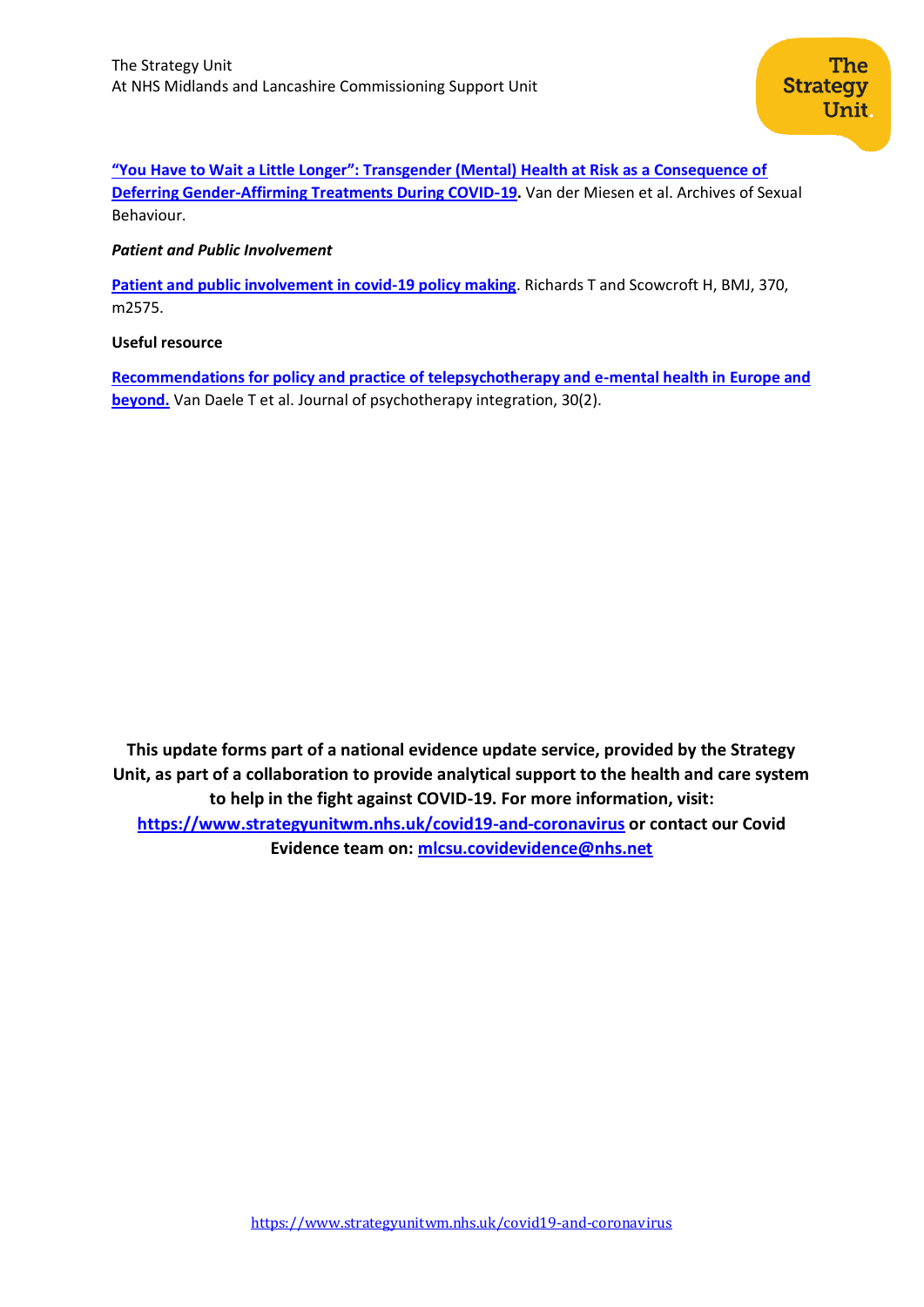**"You Have to Wait a Little Longer": Transgender (Mental) Health at Risk as a Consequence of Deferring Gender-Affirming Treatments During COVID-19.** Van der Miesen et al. Archives of Sexual Behaviour.

***Patient and Public Involvement***

**Patient and public involvement in covid-19 policy making**. Richards T and Scowcroft H, BMJ, 370, m2575.

**Useful resource**

**Recommendations for policy and practice of telepsychotherapy and e-mental health in Europe and beyond.** Van Daele T et al. Journal of psychotherapy integration, 30(2).

**This update forms part of a national evidence update service, provided by the Strategy Unit, as part of a collaboration to provide analytical support to the health and care system to help in the fight against COVID-19. For more information, visit: https://www.strategyunitwm.nhs.uk/covid19-and-coronavirus or contact our Covid Evidence team on: mlcsu.covidevidence@nhs.net**